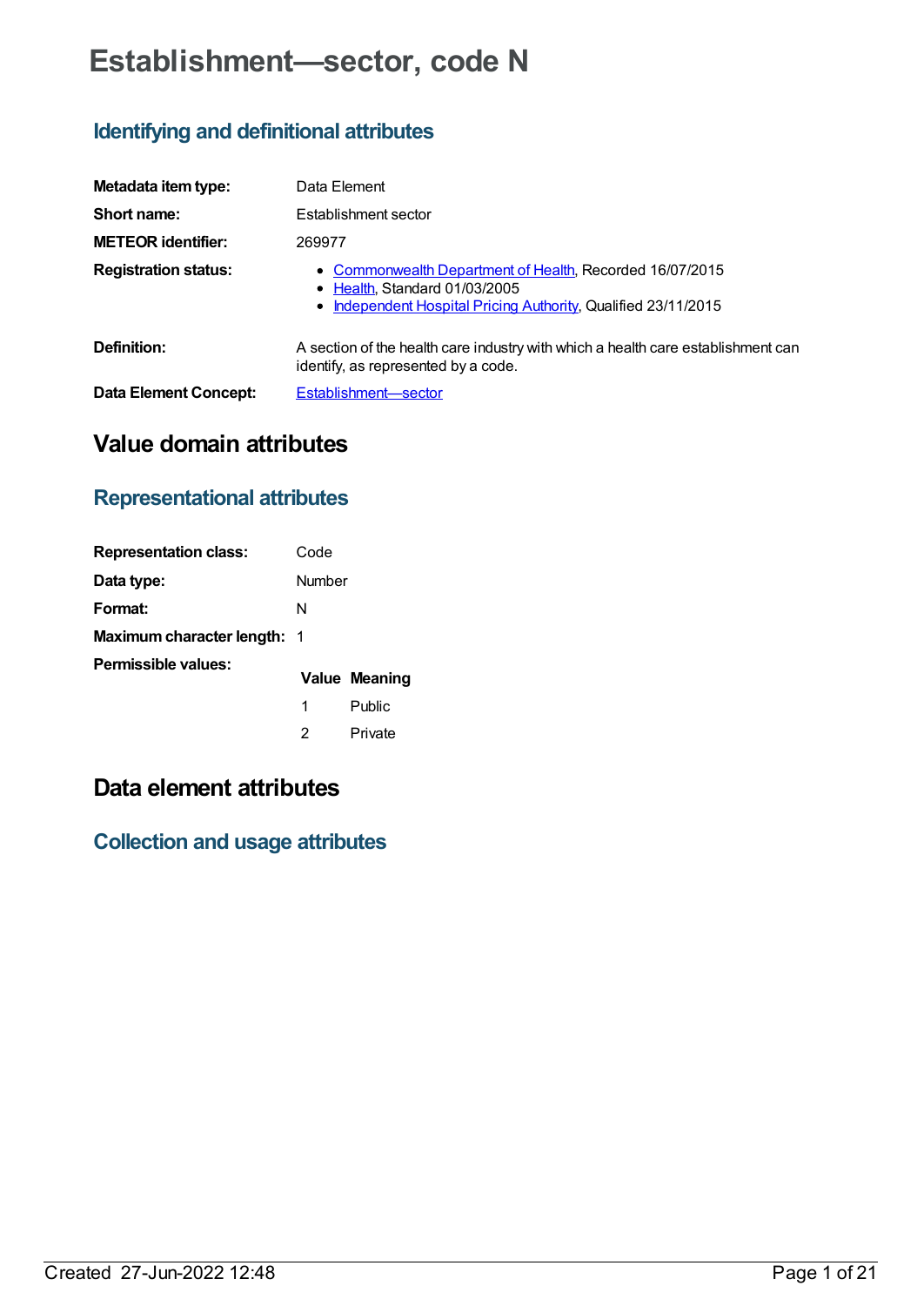# Establishment—sector, code N

## Identifying and definitional attributes

| | |
|---|---|
| **Metadata item type:** | Data Element |
| **Short name:** | Establishment sector |
| **METEOR identifier:** | 269977 |
| **Registration status:** | • Commonwealth Department of Health, Recorded 16/07/2015<br>• Health, Standard 01/03/2005<br>• Independent Hospital Pricing Authority, Qualified 23/11/2015 |
| **Definition:** | A section of the health care industry with which a health care establishment can identify, as represented by a code. |
| **Data Element Concept:** | Establishment—sector |

# Value domain attributes

## Representational attributes

| | |
|---|---|
| **Representation class:** | Code |
| **Data type:** | Number |
| **Format:** | N |
| **Maximum character length:** | 1 |

**Permissible values:**

| Value | Meaning |
|---|---|
| 1 | Public |
| 2 | Private |

# Data element attributes

## Collection and usage attributes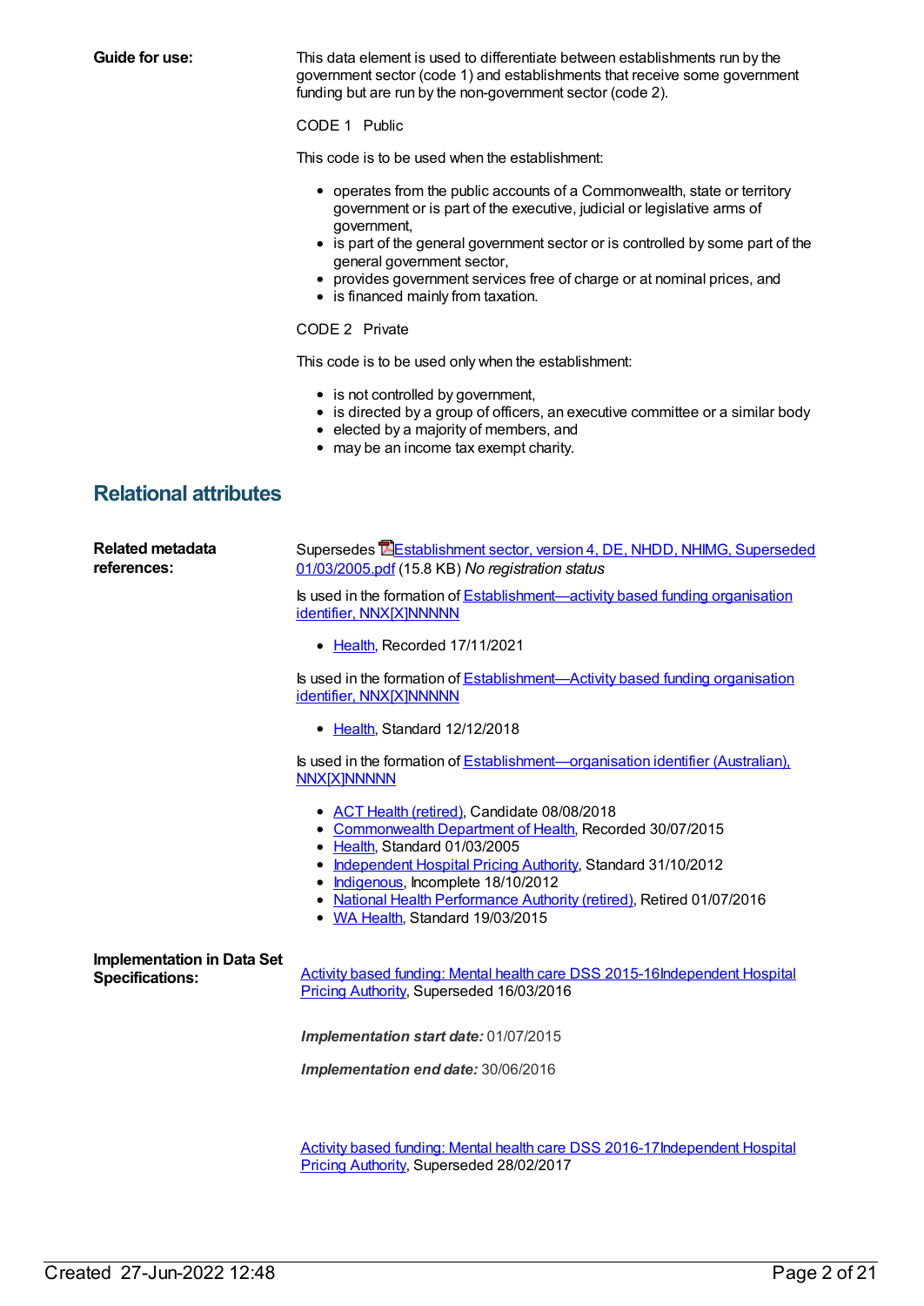**Guide for use:**

This data element is used to differentiate between establishments run by the government sector (code 1) and establishments that receive some government funding but are run by the non-government sector (code 2).

CODE 1 Public

This code is to be used when the establishment:

- operates from the public accounts of a Commonwealth, state or territory government or is part of the executive, judicial or legislative arms of government,
- is part of the general government sector or is controlled by some part of the general government sector,
- provides government services free of charge or at nominal prices, and
- is financed mainly from taxation.

CODE 2 Private

This code is to be used only when the establishment:

- is not controlled by government,
- is directed by a group of officers, an executive committee or a similar body
- elected by a majority of members, and
- may be an income tax exempt charity.

## Relational attributes

**Related metadata references:**

Supersedes Establishment sector, version 4, DE, NHDD, NHIMG, Superseded 01/03/2005.pdf (15.8 KB) *No registration status*

Is used in the formation of Establishment—activity based funding organisation identifier, NNX[X]NNNNN

- Health, Recorded 17/11/2021

Is used in the formation of Establishment—Activity based funding organisation identifier, NNX[X]NNNNN

- Health, Standard 12/12/2018

Is used in the formation of Establishment—organisation identifier (Australian), NNX[X]NNNNN

- ACT Health (retired), Candidate 08/08/2018
- Commonwealth Department of Health, Recorded 30/07/2015
- Health, Standard 01/03/2005
- Independent Hospital Pricing Authority, Standard 31/10/2012
- Indigenous, Incomplete 18/10/2012
- National Health Performance Authority (retired), Retired 01/07/2016
- WA Health, Standard 19/03/2015

**Implementation in Data Set Specifications:**

Activity based funding: Mental health care DSS 2015-16Independent Hospital Pricing Authority, Superseded 16/03/2016

***Implementation start date:*** 01/07/2015

***Implementation end date:*** 30/06/2016

Activity based funding: Mental health care DSS 2016-17Independent Hospital Pricing Authority, Superseded 28/02/2017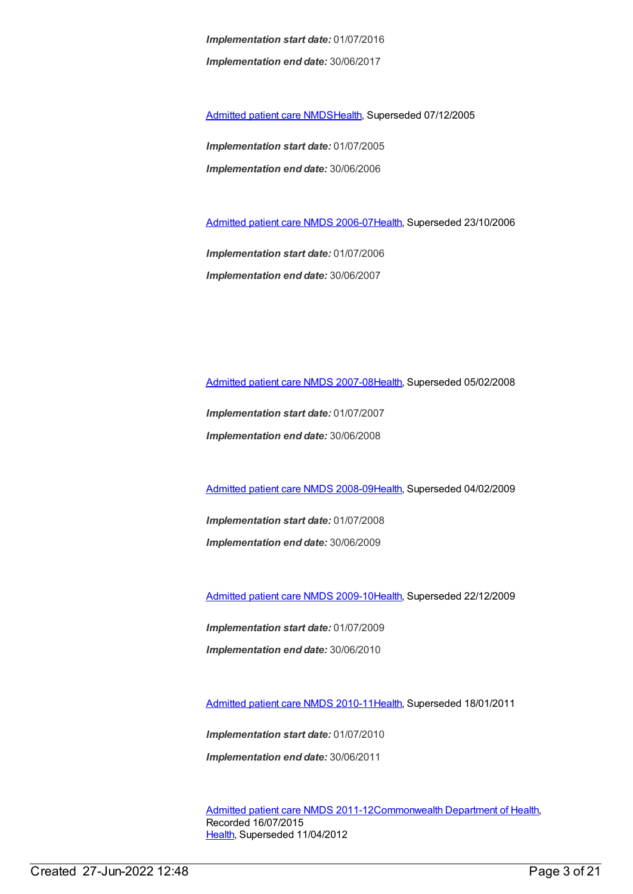*Implementation start date:* 01/07/2016

*Implementation end date:* 30/06/2017

Admitted patient care NMDSHealth, Superseded 07/12/2005

*Implementation start date:* 01/07/2005

*Implementation end date:* 30/06/2006

Admitted patient care NMDS 2006-07Health, Superseded 23/10/2006

*Implementation start date:* 01/07/2006

*Implementation end date:* 30/06/2007

Admitted patient care NMDS 2007-08Health, Superseded 05/02/2008

*Implementation start date:* 01/07/2007

*Implementation end date:* 30/06/2008

Admitted patient care NMDS 2008-09Health, Superseded 04/02/2009

*Implementation start date:* 01/07/2008

*Implementation end date:* 30/06/2009

Admitted patient care NMDS 2009-10Health, Superseded 22/12/2009

*Implementation start date:* 01/07/2009

*Implementation end date:* 30/06/2010

Admitted patient care NMDS 2010-11Health, Superseded 18/01/2011

*Implementation start date:* 01/07/2010

*Implementation end date:* 30/06/2011

Admitted patient care NMDS 2011-12Commonwealth Department of Health, Recorded 16/07/2015
Health, Superseded 11/04/2012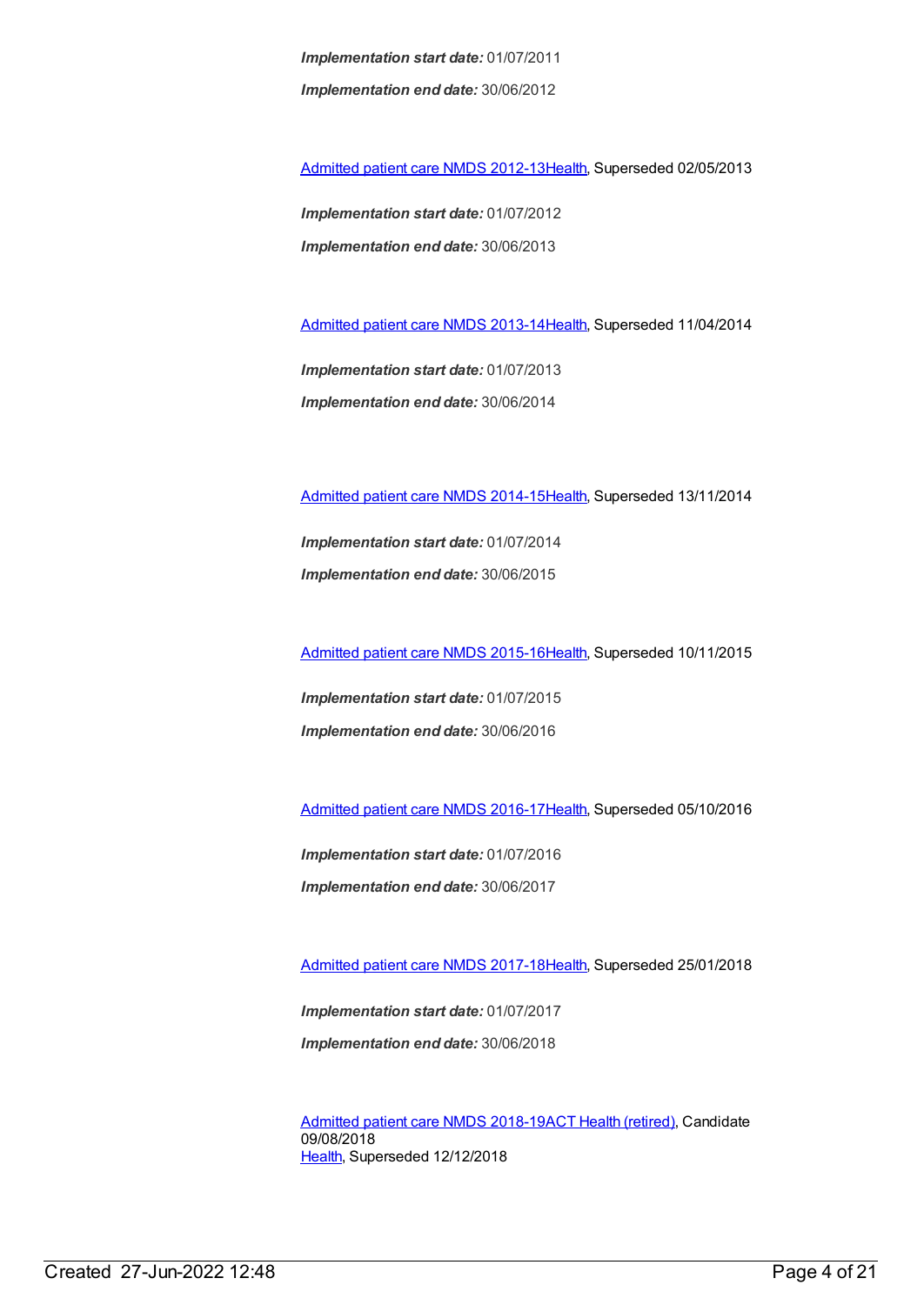***Implementation start date:*** 01/07/2011

***Implementation end date:*** 30/06/2012

Admitted patient care NMDS 2012-13Health, Superseded 02/05/2013

***Implementation start date:*** 01/07/2012

***Implementation end date:*** 30/06/2013

Admitted patient care NMDS 2013-14Health, Superseded 11/04/2014

***Implementation start date:*** 01/07/2013

***Implementation end date:*** 30/06/2014

Admitted patient care NMDS 2014-15Health, Superseded 13/11/2014

***Implementation start date:*** 01/07/2014

***Implementation end date:*** 30/06/2015

Admitted patient care NMDS 2015-16Health, Superseded 10/11/2015

***Implementation start date:*** 01/07/2015

***Implementation end date:*** 30/06/2016

Admitted patient care NMDS 2016-17Health, Superseded 05/10/2016

***Implementation start date:*** 01/07/2016

***Implementation end date:*** 30/06/2017

Admitted patient care NMDS 2017-18Health, Superseded 25/01/2018

***Implementation start date:*** 01/07/2017

***Implementation end date:*** 30/06/2018

Admitted patient care NMDS 2018-19ACT Health (retired), Candidate 09/08/2018
Health, Superseded 12/12/2018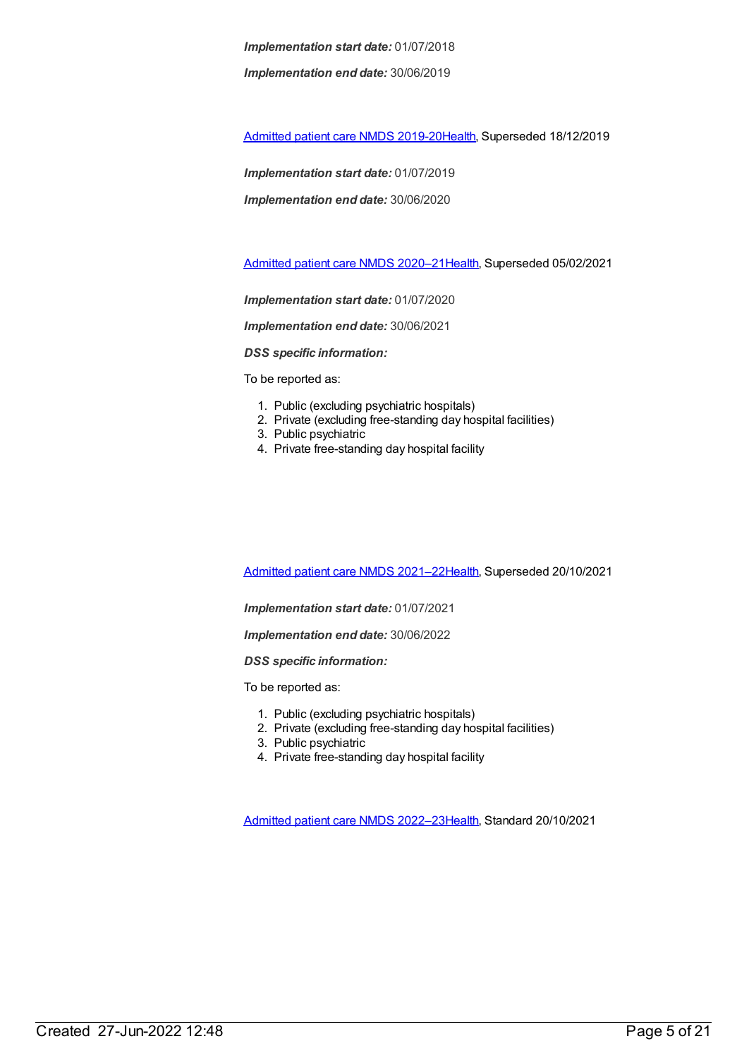***Implementation start date:*** 01/07/2018

***Implementation end date:*** 30/06/2019

[Admitted patient care NMDS 2019-20Health](), Superseded 18/12/2019

***Implementation start date:*** 01/07/2019

***Implementation end date:*** 30/06/2020

[Admitted patient care NMDS 2020–21Health](), Superseded 05/02/2021

***Implementation start date:*** 01/07/2020

***Implementation end date:*** 30/06/2021

***DSS specific information:***

To be reported as:

1. Public (excluding psychiatric hospitals)
2. Private (excluding free-standing day hospital facilities)
3. Public psychiatric
4. Private free-standing day hospital facility

[Admitted patient care NMDS 2021–22Health](), Superseded 20/10/2021

***Implementation start date:*** 01/07/2021

***Implementation end date:*** 30/06/2022

***DSS specific information:***

To be reported as:

1. Public (excluding psychiatric hospitals)
2. Private (excluding free-standing day hospital facilities)
3. Public psychiatric
4. Private free-standing day hospital facility

[Admitted patient care NMDS 2022–23Health](), Standard 20/10/2021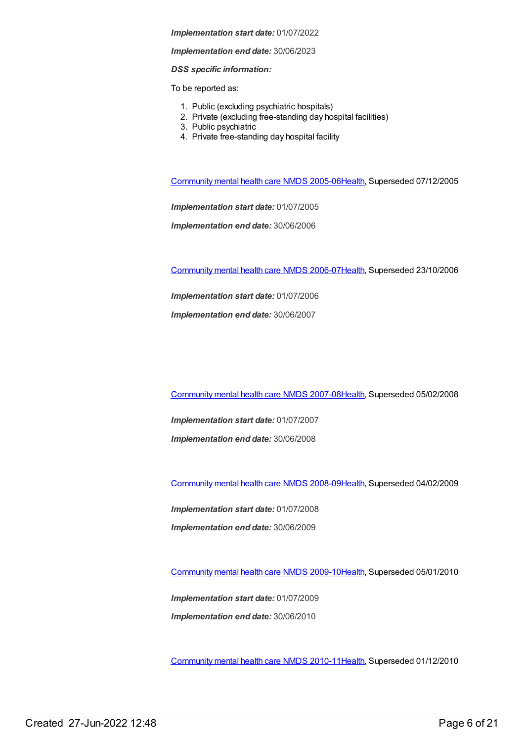***Implementation start date:*** 01/07/2022

***Implementation end date:*** 30/06/2023

***DSS specific information:***

To be reported as:

1. Public (excluding psychiatric hospitals)
2. Private (excluding free-standing day hospital facilities)
3. Public psychiatric
4. Private free-standing day hospital facility

Community mental health care NMDS 2005-06Health, Superseded 07/12/2005

***Implementation start date:*** 01/07/2005

***Implementation end date:*** 30/06/2006

Community mental health care NMDS 2006-07Health, Superseded 23/10/2006

***Implementation start date:*** 01/07/2006

***Implementation end date:*** 30/06/2007

Community mental health care NMDS 2007-08Health, Superseded 05/02/2008

***Implementation start date:*** 01/07/2007

***Implementation end date:*** 30/06/2008

Community mental health care NMDS 2008-09Health, Superseded 04/02/2009

***Implementation start date:*** 01/07/2008

***Implementation end date:*** 30/06/2009

Community mental health care NMDS 2009-10Health, Superseded 05/01/2010

***Implementation start date:*** 01/07/2009

***Implementation end date:*** 30/06/2010

Community mental health care NMDS 2010-11Health, Superseded 01/12/2010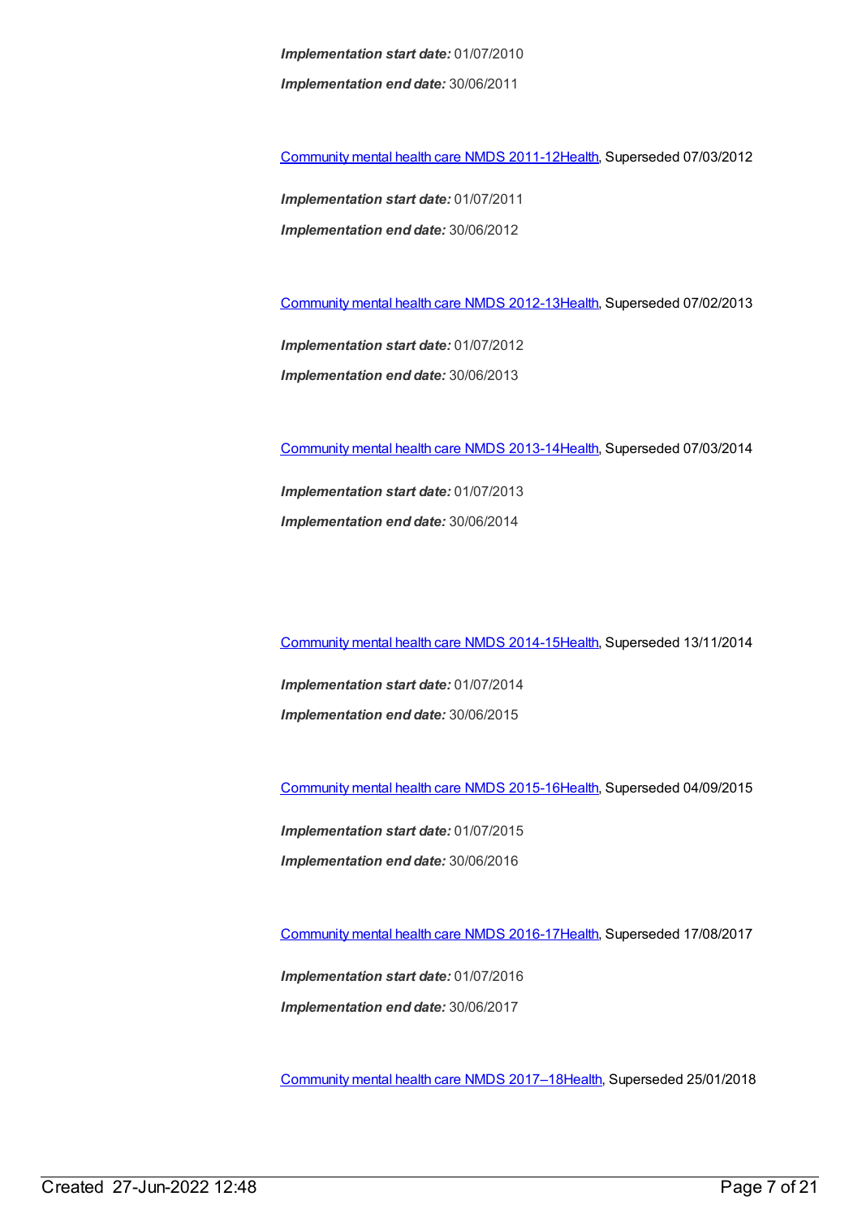***Implementation start date:*** 01/07/2010

***Implementation end date:*** 30/06/2011

Community mental health care NMDS 2011-12Health, Superseded 07/03/2012

***Implementation start date:*** 01/07/2011

***Implementation end date:*** 30/06/2012

Community mental health care NMDS 2012-13Health, Superseded 07/02/2013

***Implementation start date:*** 01/07/2012

***Implementation end date:*** 30/06/2013

Community mental health care NMDS 2013-14Health, Superseded 07/03/2014

***Implementation start date:*** 01/07/2013

***Implementation end date:*** 30/06/2014

Community mental health care NMDS 2014-15Health, Superseded 13/11/2014

***Implementation start date:*** 01/07/2014

***Implementation end date:*** 30/06/2015

Community mental health care NMDS 2015-16Health, Superseded 04/09/2015

***Implementation start date:*** 01/07/2015

***Implementation end date:*** 30/06/2016

Community mental health care NMDS 2016-17Health, Superseded 17/08/2017

***Implementation start date:*** 01/07/2016

***Implementation end date:*** 30/06/2017

Community mental health care NMDS 2017–18Health, Superseded 25/01/2018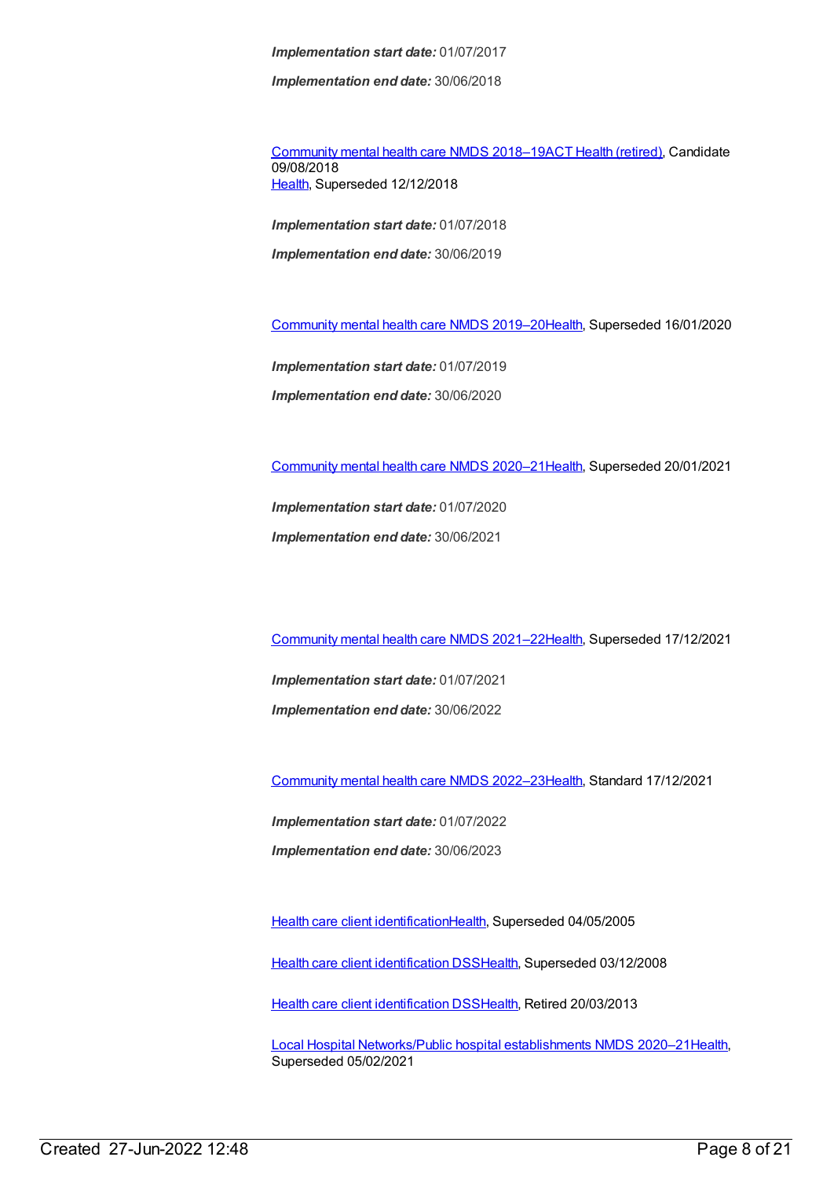***Implementation start date:*** 01/07/2017

***Implementation end date:*** 30/06/2018

Community mental health care NMDS 2018–19ACT Health (retired), Candidate 09/08/2018
Health, Superseded 12/12/2018

***Implementation start date:*** 01/07/2018

***Implementation end date:*** 30/06/2019

Community mental health care NMDS 2019–20Health, Superseded 16/01/2020

***Implementation start date:*** 01/07/2019

***Implementation end date:*** 30/06/2020

Community mental health care NMDS 2020–21Health, Superseded 20/01/2021

***Implementation start date:*** 01/07/2020

***Implementation end date:*** 30/06/2021

Community mental health care NMDS 2021–22Health, Superseded 17/12/2021

***Implementation start date:*** 01/07/2021

***Implementation end date:*** 30/06/2022

Community mental health care NMDS 2022–23Health, Standard 17/12/2021

***Implementation start date:*** 01/07/2022

***Implementation end date:*** 30/06/2023

Health care client identificationHealth, Superseded 04/05/2005

Health care client identification DSSHealth, Superseded 03/12/2008

Health care client identification DSSHealth, Retired 20/03/2013

Local Hospital Networks/Public hospital establishments NMDS 2020–21Health, Superseded 05/02/2021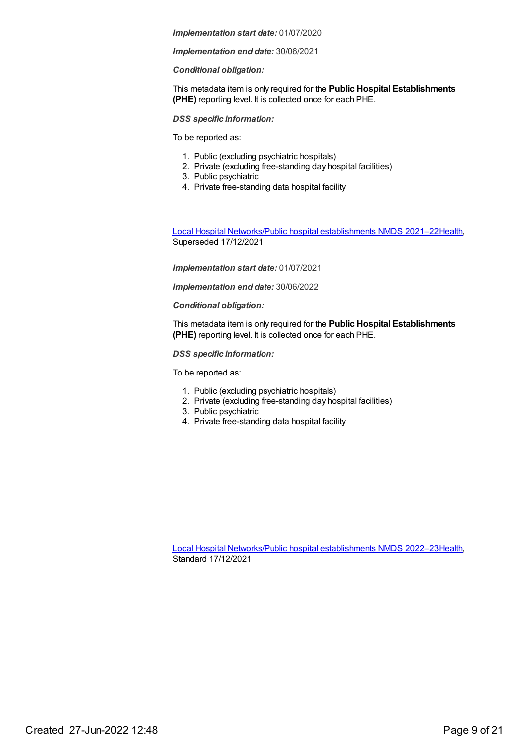***Implementation start date:*** 01/07/2020

***Implementation end date:*** 30/06/2021

***Conditional obligation:***

This metadata item is only required for the **Public Hospital Establishments (PHE)** reporting level. It is collected once for each PHE.

***DSS specific information:***

To be reported as:

1. Public (excluding psychiatric hospitals)
2. Private (excluding free-standing day hospital facilities)
3. Public psychiatric
4. Private free-standing data hospital facility

Local Hospital Networks/Public hospital establishments NMDS 2021–22Health, Superseded 17/12/2021

***Implementation start date:*** 01/07/2021

***Implementation end date:*** 30/06/2022

***Conditional obligation:***

This metadata item is only required for the **Public Hospital Establishments (PHE)** reporting level. It is collected once for each PHE.

***DSS specific information:***

To be reported as:

1. Public (excluding psychiatric hospitals)
2. Private (excluding free-standing day hospital facilities)
3. Public psychiatric
4. Private free-standing data hospital facility

Local Hospital Networks/Public hospital establishments NMDS 2022–23Health, Standard 17/12/2021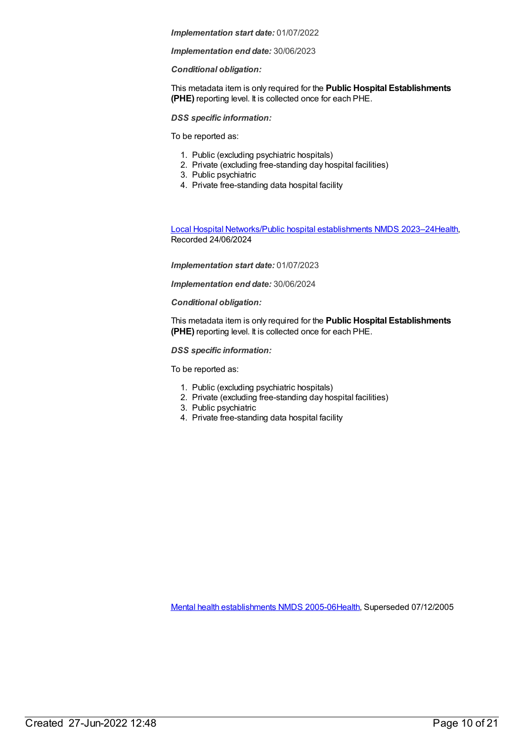***Implementation start date:*** 01/07/2022

***Implementation end date:*** 30/06/2023

***Conditional obligation:***

This metadata item is only required for the **Public Hospital Establishments (PHE)** reporting level. It is collected once for each PHE.

***DSS specific information:***

To be reported as:

1. Public (excluding psychiatric hospitals)
2. Private (excluding free-standing day hospital facilities)
3. Public psychiatric
4. Private free-standing data hospital facility

Local Hospital Networks/Public hospital establishments NMDS 2023–24Health, Recorded 24/06/2024

***Implementation start date:*** 01/07/2023

***Implementation end date:*** 30/06/2024

***Conditional obligation:***

This metadata item is only required for the **Public Hospital Establishments (PHE)** reporting level. It is collected once for each PHE.

***DSS specific information:***

To be reported as:

1. Public (excluding psychiatric hospitals)
2. Private (excluding free-standing day hospital facilities)
3. Public psychiatric
4. Private free-standing data hospital facility

Mental health establishments NMDS 2005-06Health, Superseded 07/12/2005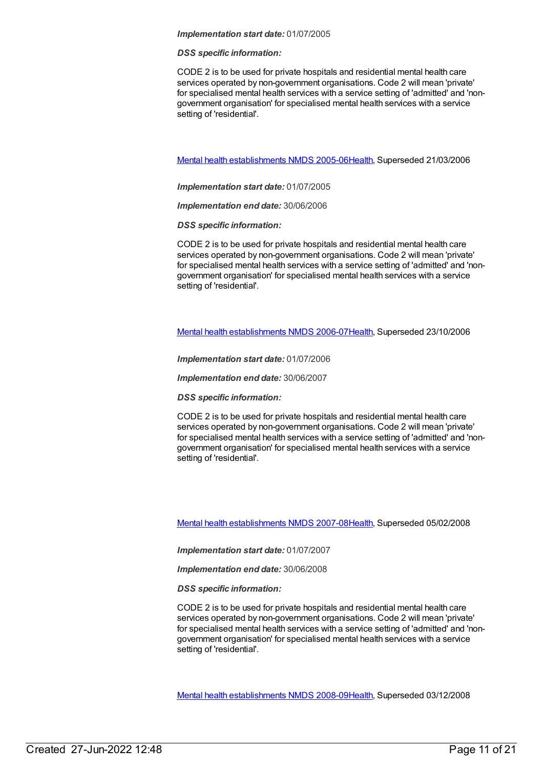***Implementation start date:*** 01/07/2005

***DSS specific information:***

CODE 2 is to be used for private hospitals and residential mental health care services operated by non-government organisations. Code 2 will mean 'private' for specialised mental health services with a service setting of 'admitted' and 'non-government organisation' for specialised mental health services with a service setting of 'residential'.

[Mental health establishments NMDS 2005-06Health](), Superseded 21/03/2006

***Implementation start date:*** 01/07/2005

***Implementation end date:*** 30/06/2006

***DSS specific information:***

CODE 2 is to be used for private hospitals and residential mental health care services operated by non-government organisations. Code 2 will mean 'private' for specialised mental health services with a service setting of 'admitted' and 'non-government organisation' for specialised mental health services with a service setting of 'residential'.

[Mental health establishments NMDS 2006-07Health](), Superseded 23/10/2006

***Implementation start date:*** 01/07/2006

***Implementation end date:*** 30/06/2007

***DSS specific information:***

CODE 2 is to be used for private hospitals and residential mental health care services operated by non-government organisations. Code 2 will mean 'private' for specialised mental health services with a service setting of 'admitted' and 'non-government organisation' for specialised mental health services with a service setting of 'residential'.

[Mental health establishments NMDS 2007-08Health](), Superseded 05/02/2008

***Implementation start date:*** 01/07/2007

***Implementation end date:*** 30/06/2008

***DSS specific information:***

CODE 2 is to be used for private hospitals and residential mental health care services operated by non-government organisations. Code 2 will mean 'private' for specialised mental health services with a service setting of 'admitted' and 'non-government organisation' for specialised mental health services with a service setting of 'residential'.

[Mental health establishments NMDS 2008-09Health](), Superseded 03/12/2008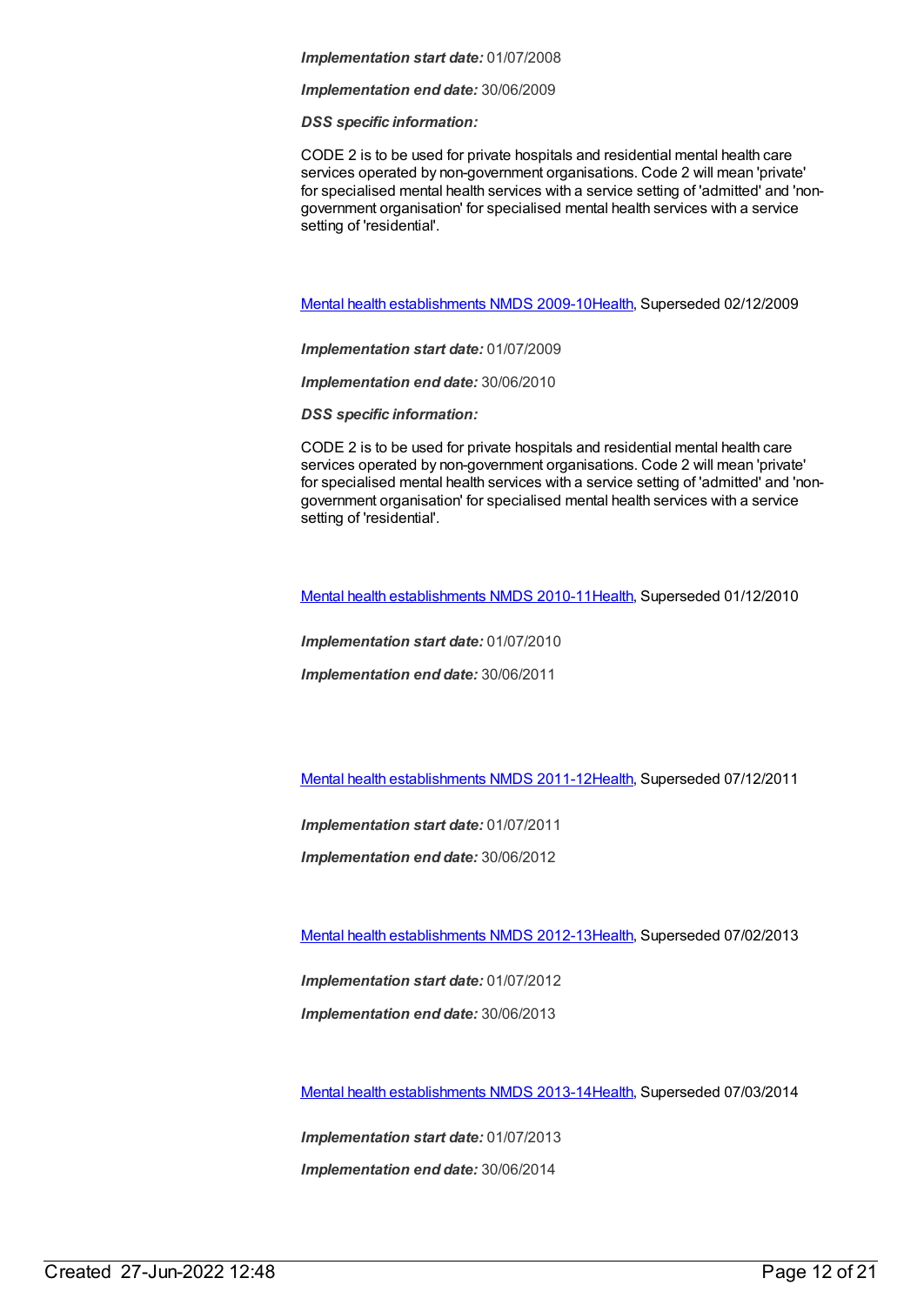***Implementation start date:*** 01/07/2008

***Implementation end date:*** 30/06/2009

***DSS specific information:***

CODE 2 is to be used for private hospitals and residential mental health care services operated by non-government organisations. Code 2 will mean 'private' for specialised mental health services with a service setting of 'admitted' and 'non-government organisation' for specialised mental health services with a service setting of 'residential'.

Mental health establishments NMDS 2009-10Health, Superseded 02/12/2009

***Implementation start date:*** 01/07/2009

***Implementation end date:*** 30/06/2010

***DSS specific information:***

CODE 2 is to be used for private hospitals and residential mental health care services operated by non-government organisations. Code 2 will mean 'private' for specialised mental health services with a service setting of 'admitted' and 'non-government organisation' for specialised mental health services with a service setting of 'residential'.

Mental health establishments NMDS 2010-11Health, Superseded 01/12/2010

***Implementation start date:*** 01/07/2010

***Implementation end date:*** 30/06/2011

Mental health establishments NMDS 2011-12Health, Superseded 07/12/2011

***Implementation start date:*** 01/07/2011

***Implementation end date:*** 30/06/2012

Mental health establishments NMDS 2012-13Health, Superseded 07/02/2013

***Implementation start date:*** 01/07/2012

***Implementation end date:*** 30/06/2013

Mental health establishments NMDS 2013-14Health, Superseded 07/03/2014

***Implementation start date:*** 01/07/2013

***Implementation end date:*** 30/06/2014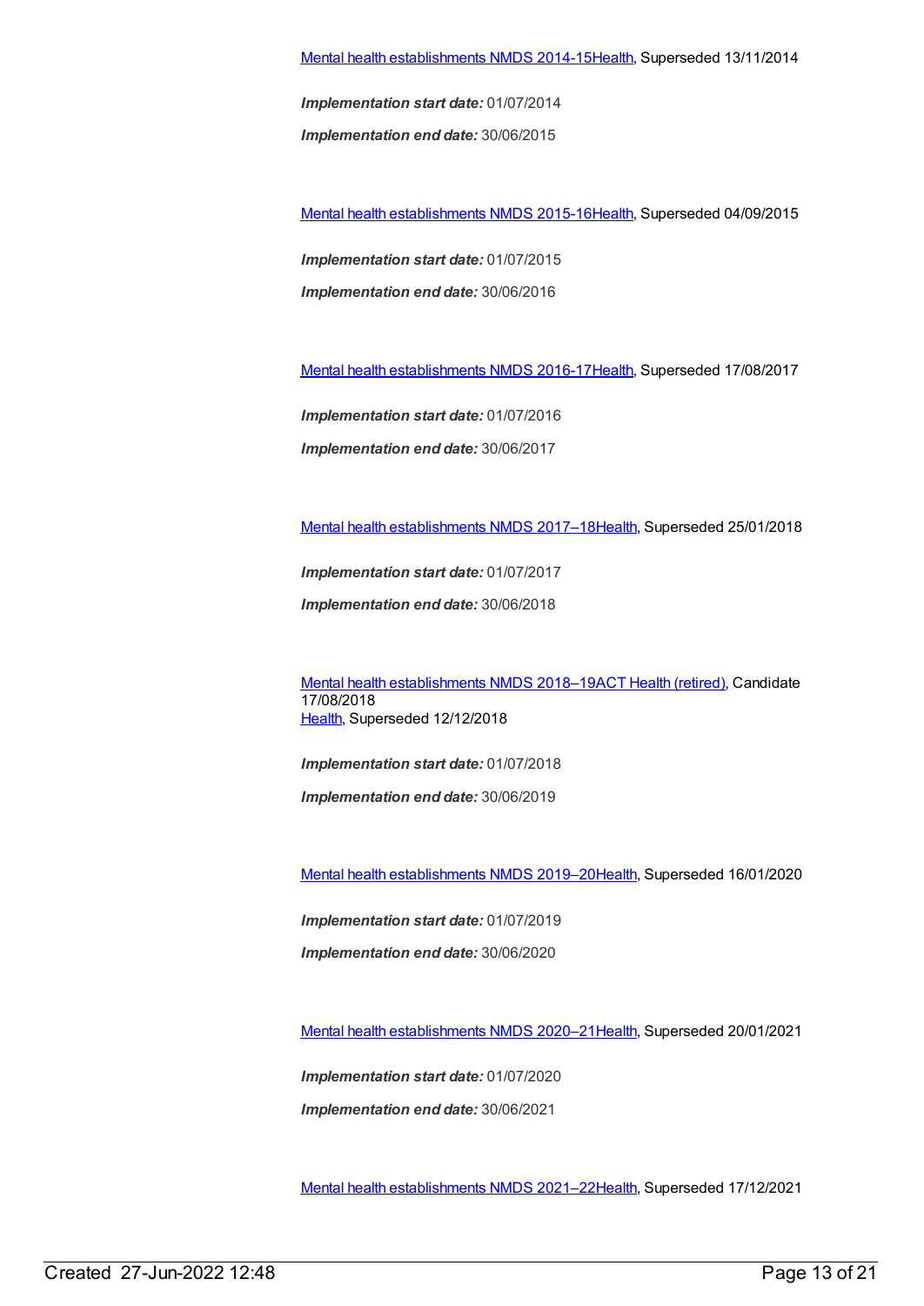Mental health establishments NMDS 2014-15Health, Superseded 13/11/2014

***Implementation start date:*** 01/07/2014

***Implementation end date:*** 30/06/2015

Mental health establishments NMDS 2015-16Health, Superseded 04/09/2015

***Implementation start date:*** 01/07/2015

***Implementation end date:*** 30/06/2016

Mental health establishments NMDS 2016-17Health, Superseded 17/08/2017

***Implementation start date:*** 01/07/2016

***Implementation end date:*** 30/06/2017

Mental health establishments NMDS 2017–18Health, Superseded 25/01/2018

***Implementation start date:*** 01/07/2017

***Implementation end date:*** 30/06/2018

Mental health establishments NMDS 2018–19ACT Health (retired), Candidate 17/08/2018
Health, Superseded 12/12/2018

***Implementation start date:*** 01/07/2018

***Implementation end date:*** 30/06/2019

Mental health establishments NMDS 2019–20Health, Superseded 16/01/2020

***Implementation start date:*** 01/07/2019

***Implementation end date:*** 30/06/2020

Mental health establishments NMDS 2020–21Health, Superseded 20/01/2021

***Implementation start date:*** 01/07/2020

***Implementation end date:*** 30/06/2021

Mental health establishments NMDS 2021–22Health, Superseded 17/12/2021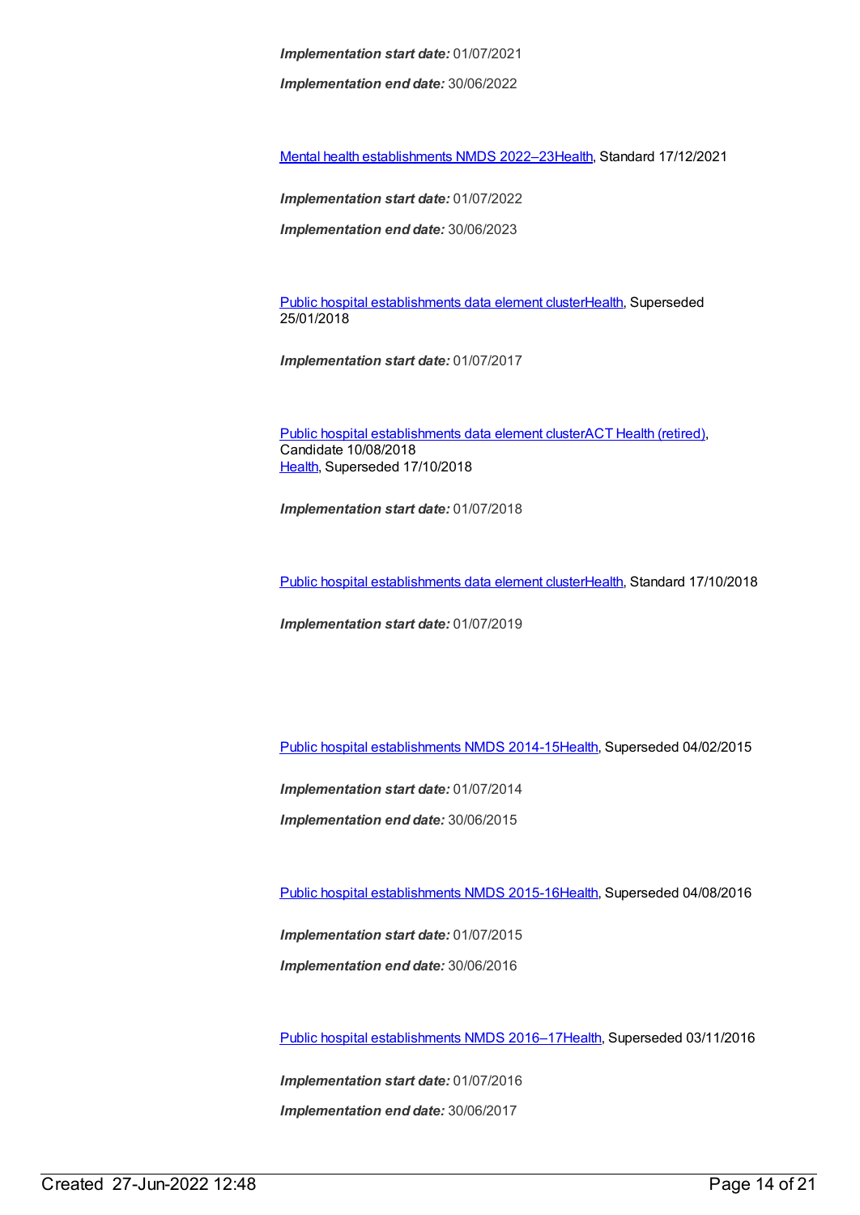***Implementation start date:*** 01/07/2021

***Implementation end date:*** 30/06/2022

Mental health establishments NMDS 2022–23Health, Standard 17/12/2021

***Implementation start date:*** 01/07/2022

***Implementation end date:*** 30/06/2023

Public hospital establishments data element clusterHealth, Superseded 25/01/2018

***Implementation start date:*** 01/07/2017

Public hospital establishments data element clusterACT Health (retired), Candidate 10/08/2018
Health, Superseded 17/10/2018

***Implementation start date:*** 01/07/2018

Public hospital establishments data element clusterHealth, Standard 17/10/2018

***Implementation start date:*** 01/07/2019

Public hospital establishments NMDS 2014-15Health, Superseded 04/02/2015

***Implementation start date:*** 01/07/2014

***Implementation end date:*** 30/06/2015

Public hospital establishments NMDS 2015-16Health, Superseded 04/08/2016

***Implementation start date:*** 01/07/2015

***Implementation end date:*** 30/06/2016

Public hospital establishments NMDS 2016–17Health, Superseded 03/11/2016

***Implementation start date:*** 01/07/2016

***Implementation end date:*** 30/06/2017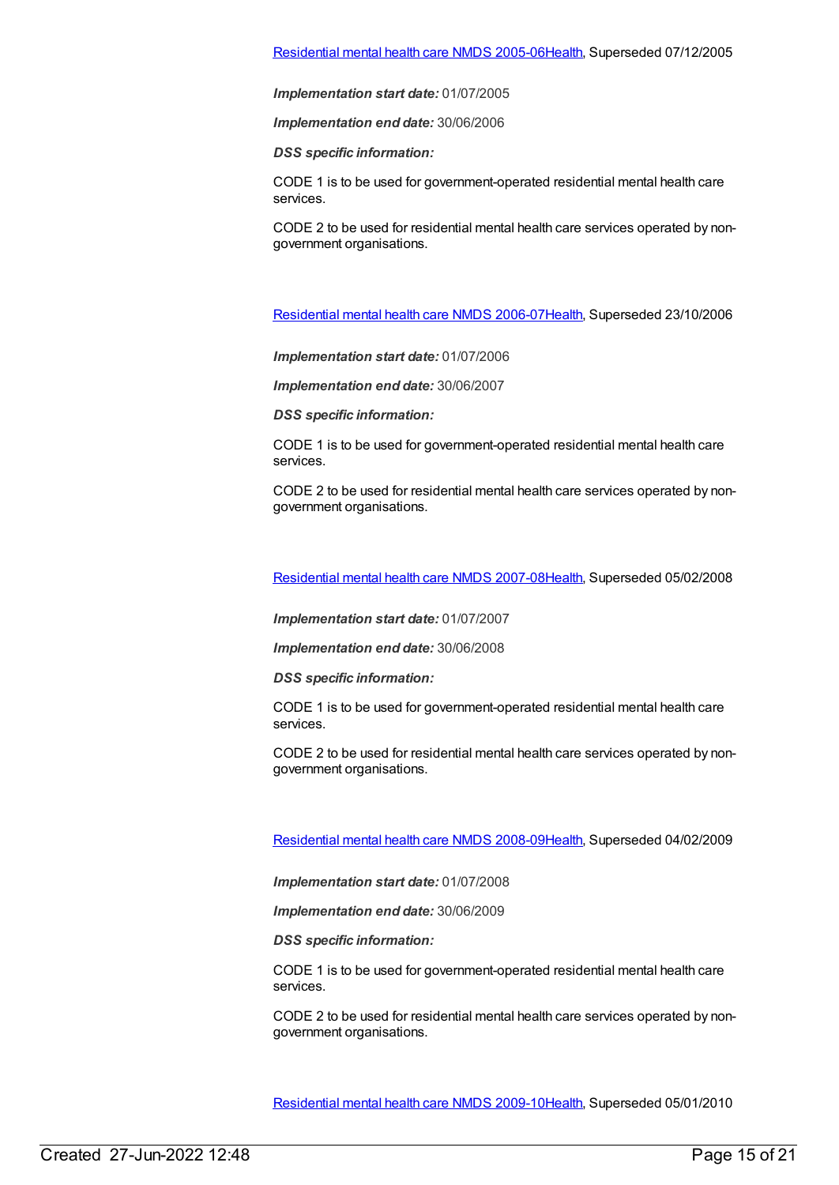Residential mental health care NMDS 2005-06Health, Superseded 07/12/2005

***Implementation start date:*** 01/07/2005

***Implementation end date:*** 30/06/2006

***DSS specific information:***

CODE 1 is to be used for government-operated residential mental health care services.

CODE 2 to be used for residential mental health care services operated by non-government organisations.

Residential mental health care NMDS 2006-07Health, Superseded 23/10/2006

***Implementation start date:*** 01/07/2006

***Implementation end date:*** 30/06/2007

***DSS specific information:***

CODE 1 is to be used for government-operated residential mental health care services.

CODE 2 to be used for residential mental health care services operated by non-government organisations.

Residential mental health care NMDS 2007-08Health, Superseded 05/02/2008

***Implementation start date:*** 01/07/2007

***Implementation end date:*** 30/06/2008

***DSS specific information:***

CODE 1 is to be used for government-operated residential mental health care services.

CODE 2 to be used for residential mental health care services operated by non-government organisations.

Residential mental health care NMDS 2008-09Health, Superseded 04/02/2009

***Implementation start date:*** 01/07/2008

***Implementation end date:*** 30/06/2009

***DSS specific information:***

CODE 1 is to be used for government-operated residential mental health care services.

CODE 2 to be used for residential mental health care services operated by non-government organisations.

Residential mental health care NMDS 2009-10Health, Superseded 05/01/2010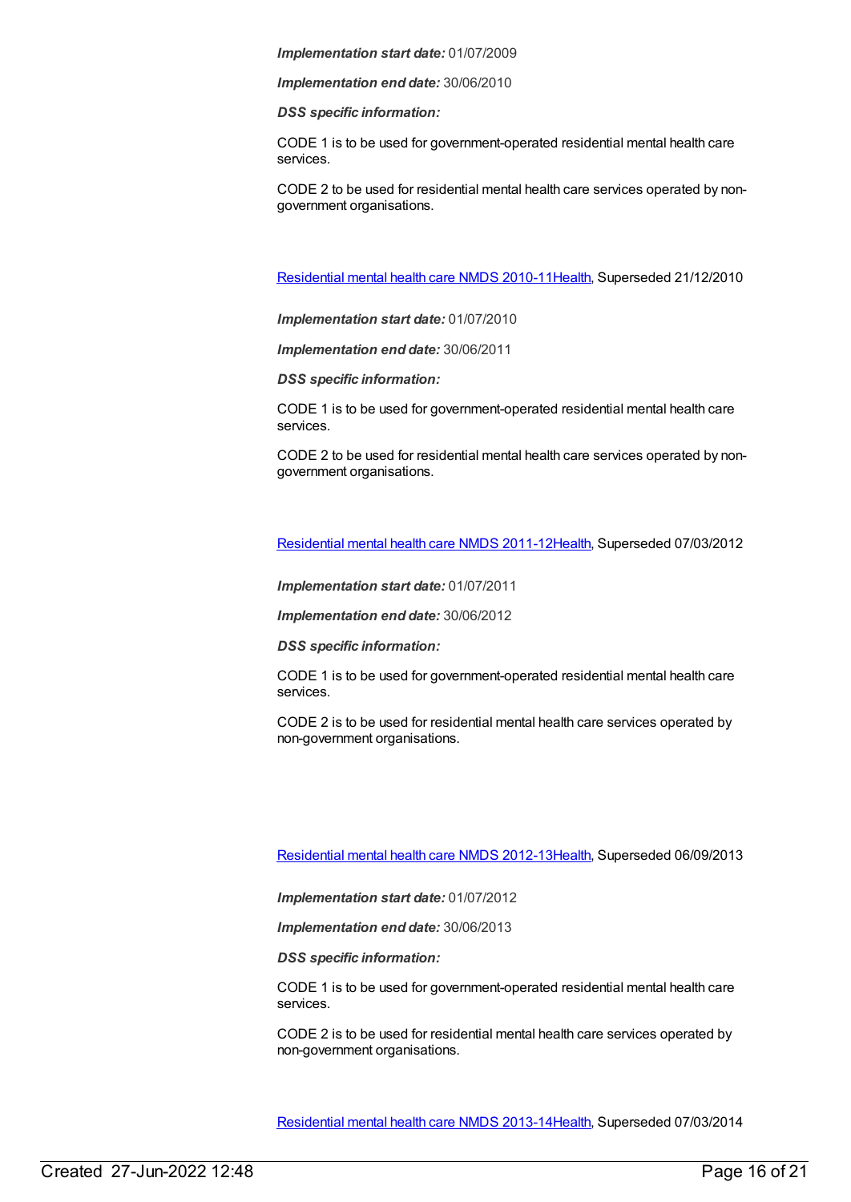***Implementation start date:*** 01/07/2009

***Implementation end date:*** 30/06/2010

***DSS specific information:***

CODE 1 is to be used for government-operated residential mental health care services.

CODE 2 to be used for residential mental health care services operated by non-government organisations.

[Residential mental health care NMDS 2010-11Health](), Superseded 21/12/2010

***Implementation start date:*** 01/07/2010

***Implementation end date:*** 30/06/2011

***DSS specific information:***

CODE 1 is to be used for government-operated residential mental health care services.

CODE 2 to be used for residential mental health care services operated by non-government organisations.

[Residential mental health care NMDS 2011-12Health](), Superseded 07/03/2012

***Implementation start date:*** 01/07/2011

***Implementation end date:*** 30/06/2012

***DSS specific information:***

CODE 1 is to be used for government-operated residential mental health care services.

CODE 2 is to be used for residential mental health care services operated by non-government organisations.

[Residential mental health care NMDS 2012-13Health](), Superseded 06/09/2013

***Implementation start date:*** 01/07/2012

***Implementation end date:*** 30/06/2013

***DSS specific information:***

CODE 1 is to be used for government-operated residential mental health care services.

CODE 2 is to be used for residential mental health care services operated by non-government organisations.

[Residential mental health care NMDS 2013-14Health](), Superseded 07/03/2014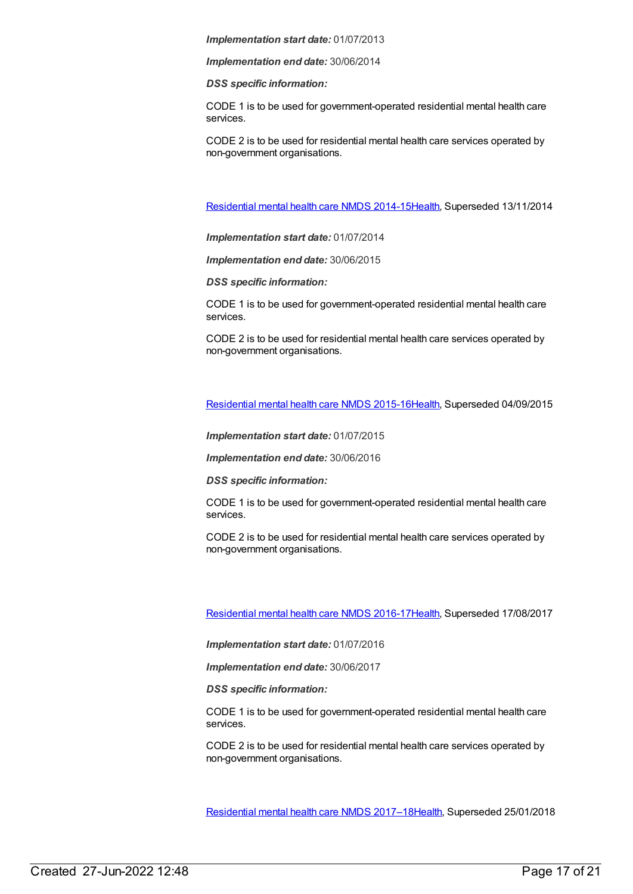***Implementation start date:*** 01/07/2013

***Implementation end date:*** 30/06/2014

***DSS specific information:***

CODE 1 is to be used for government-operated residential mental health care services.

CODE 2 is to be used for residential mental health care services operated by non-government organisations.

Residential mental health care NMDS 2014-15Health, Superseded 13/11/2014

***Implementation start date:*** 01/07/2014

***Implementation end date:*** 30/06/2015

***DSS specific information:***

CODE 1 is to be used for government-operated residential mental health care services.

CODE 2 is to be used for residential mental health care services operated by non-government organisations.

Residential mental health care NMDS 2015-16Health, Superseded 04/09/2015

***Implementation start date:*** 01/07/2015

***Implementation end date:*** 30/06/2016

***DSS specific information:***

CODE 1 is to be used for government-operated residential mental health care services.

CODE 2 is to be used for residential mental health care services operated by non-government organisations.

Residential mental health care NMDS 2016-17Health, Superseded 17/08/2017

***Implementation start date:*** 01/07/2016

***Implementation end date:*** 30/06/2017

***DSS specific information:***

CODE 1 is to be used for government-operated residential mental health care services.

CODE 2 is to be used for residential mental health care services operated by non-government organisations.

Residential mental health care NMDS 2017–18Health, Superseded 25/01/2018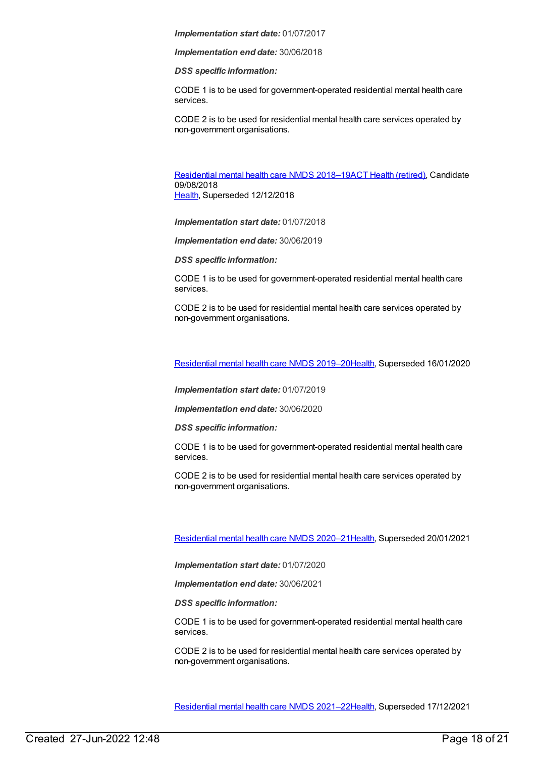***Implementation start date:*** 01/07/2017

***Implementation end date:*** 30/06/2018

***DSS specific information:***

CODE 1 is to be used for government-operated residential mental health care services.

CODE 2 is to be used for residential mental health care services operated by non-government organisations.

Residential mental health care NMDS 2018–19ACT Health (retired), Candidate 09/08/2018
Health, Superseded 12/12/2018

***Implementation start date:*** 01/07/2018

***Implementation end date:*** 30/06/2019

***DSS specific information:***

CODE 1 is to be used for government-operated residential mental health care services.

CODE 2 is to be used for residential mental health care services operated by non-government organisations.

Residential mental health care NMDS 2019–20Health, Superseded 16/01/2020

***Implementation start date:*** 01/07/2019

***Implementation end date:*** 30/06/2020

***DSS specific information:***

CODE 1 is to be used for government-operated residential mental health care services.

CODE 2 is to be used for residential mental health care services operated by non-government organisations.

Residential mental health care NMDS 2020–21Health, Superseded 20/01/2021

***Implementation start date:*** 01/07/2020

***Implementation end date:*** 30/06/2021

***DSS specific information:***

CODE 1 is to be used for government-operated residential mental health care services.

CODE 2 is to be used for residential mental health care services operated by non-government organisations.

Residential mental health care NMDS 2021–22Health, Superseded 17/12/2021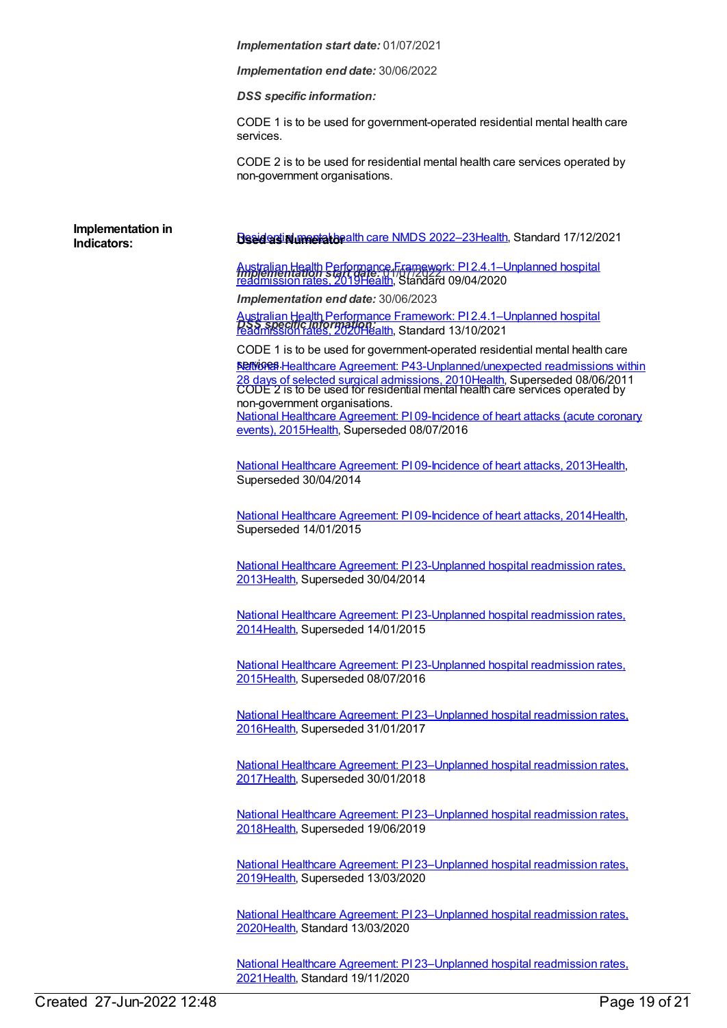*Implementation start date:* 01/07/2021

*Implementation end date:* 30/06/2022

*DSS specific information:*

CODE 1 is to be used for government-operated residential mental health care services.

CODE 2 is to be used for residential mental health care services operated by non-government organisations.

[Residential mental health care NMDS 2022–23](#)Health, Standard 17/12/2021

*Implementation start date:* 01/07/2022

*Implementation end date:* 30/06/2023

*DSS specific information:*

CODE 1 is to be used for government-operated residential mental health care services.

CODE 2 is to be used for residential mental health care services operated by non-government organisations.

**Implementation in Indicators:**

***Used as Numerator***

[Australian Health Performance Framework: PI 2.4.1–Unplanned hospital readmission rates, 2019](#)Health, Standard 09/04/2020

[Australian Health Performance Framework: PI 2.4.1–Unplanned hospital readmission rates, 2020](#)Health, Standard 13/10/2021

[National Healthcare Agreement: P43-Unplanned/unexpected readmissions within 28 days of selected surgical admissions, 2010](#)Health, Superseded 08/06/2011

[National Healthcare Agreement: PI 09-Incidence of heart attacks (acute coronary events), 2015](#)Health, Superseded 08/07/2016

[National Healthcare Agreement: PI 09-Incidence of heart attacks, 2013](#)Health, Superseded 30/04/2014

[National Healthcare Agreement: PI 09-Incidence of heart attacks, 2014](#)Health, Superseded 14/01/2015

[National Healthcare Agreement: PI 23-Unplanned hospital readmission rates, 2013](#)Health, Superseded 30/04/2014

[National Healthcare Agreement: PI 23-Unplanned hospital readmission rates, 2014](#)Health, Superseded 14/01/2015

[National Healthcare Agreement: PI 23-Unplanned hospital readmission rates, 2015](#)Health, Superseded 08/07/2016

[National Healthcare Agreement: PI 23–Unplanned hospital readmission rates, 2016](#)Health, Superseded 31/01/2017

[National Healthcare Agreement: PI 23–Unplanned hospital readmission rates, 2017](#)Health, Superseded 30/01/2018

[National Healthcare Agreement: PI 23–Unplanned hospital readmission rates, 2018](#)Health, Superseded 19/06/2019

[National Healthcare Agreement: PI 23–Unplanned hospital readmission rates, 2019](#)Health, Superseded 13/03/2020

[National Healthcare Agreement: PI 23–Unplanned hospital readmission rates, 2020](#)Health, Standard 13/03/2020

[National Healthcare Agreement: PI 23–Unplanned hospital readmission rates, 2021](#)Health, Standard 19/11/2020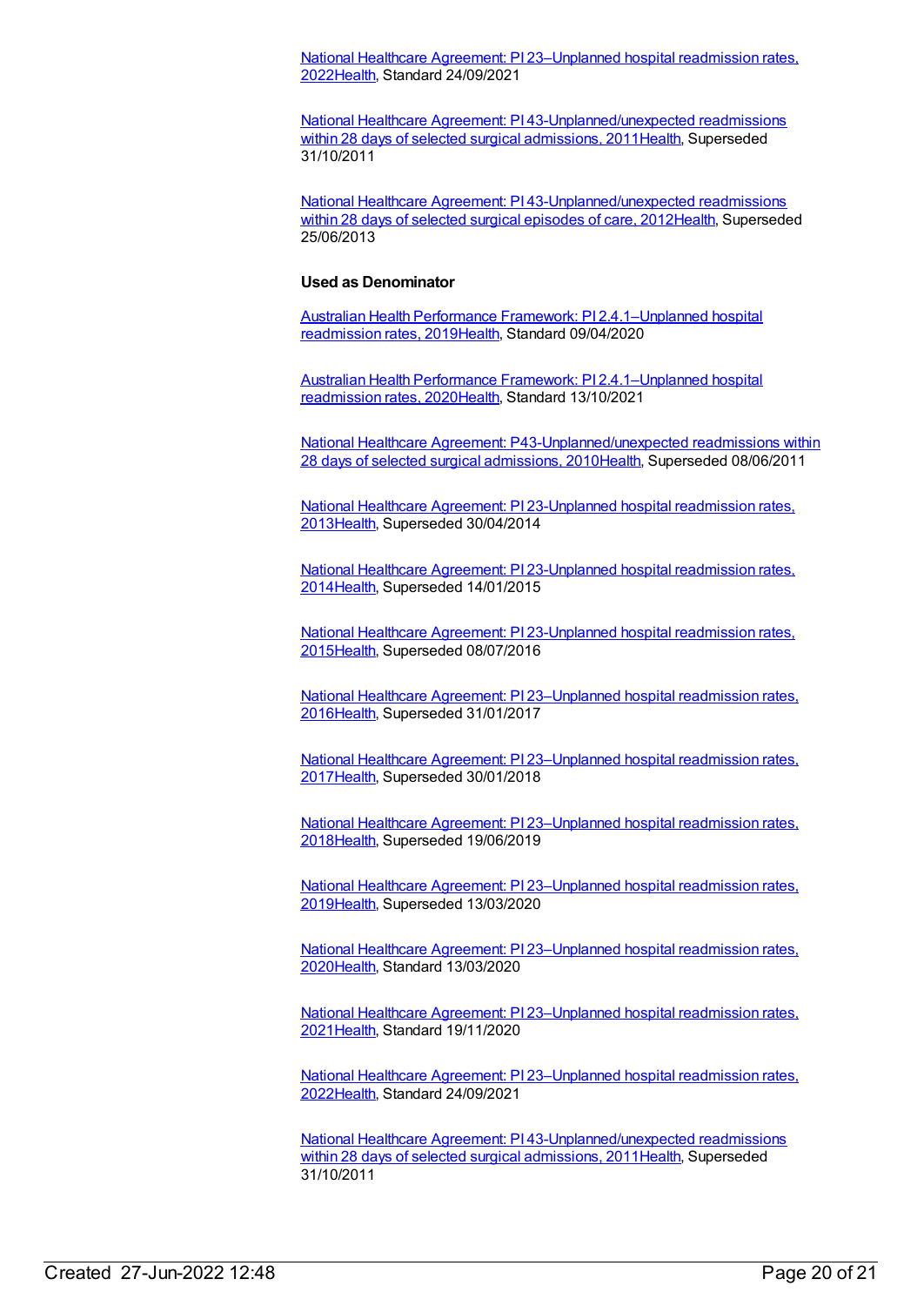National Healthcare Agreement: PI 23–Unplanned hospital readmission rates, 2022Health, Standard 24/09/2021

National Healthcare Agreement: PI 43-Unplanned/unexpected readmissions within 28 days of selected surgical admissions, 2011Health, Superseded 31/10/2011

National Healthcare Agreement: PI 43-Unplanned/unexpected readmissions within 28 days of selected surgical episodes of care, 2012Health, Superseded 25/06/2013

**Used as Denominator**

Australian Health Performance Framework: PI 2.4.1–Unplanned hospital readmission rates, 2019Health, Standard 09/04/2020

Australian Health Performance Framework: PI 2.4.1–Unplanned hospital readmission rates, 2020Health, Standard 13/10/2021

National Healthcare Agreement: P43-Unplanned/unexpected readmissions within 28 days of selected surgical admissions, 2010Health, Superseded 08/06/2011

National Healthcare Agreement: PI 23-Unplanned hospital readmission rates, 2013Health, Superseded 30/04/2014

National Healthcare Agreement: PI 23-Unplanned hospital readmission rates, 2014Health, Superseded 14/01/2015

National Healthcare Agreement: PI 23-Unplanned hospital readmission rates, 2015Health, Superseded 08/07/2016

National Healthcare Agreement: PI 23–Unplanned hospital readmission rates, 2016Health, Superseded 31/01/2017

National Healthcare Agreement: PI 23–Unplanned hospital readmission rates, 2017Health, Superseded 30/01/2018

National Healthcare Agreement: PI 23–Unplanned hospital readmission rates, 2018Health, Superseded 19/06/2019

National Healthcare Agreement: PI 23–Unplanned hospital readmission rates, 2019Health, Superseded 13/03/2020

National Healthcare Agreement: PI 23–Unplanned hospital readmission rates, 2020Health, Standard 13/03/2020

National Healthcare Agreement: PI 23–Unplanned hospital readmission rates, 2021Health, Standard 19/11/2020

National Healthcare Agreement: PI 23–Unplanned hospital readmission rates, 2022Health, Standard 24/09/2021

National Healthcare Agreement: PI 43-Unplanned/unexpected readmissions within 28 days of selected surgical admissions, 2011Health, Superseded 31/10/2011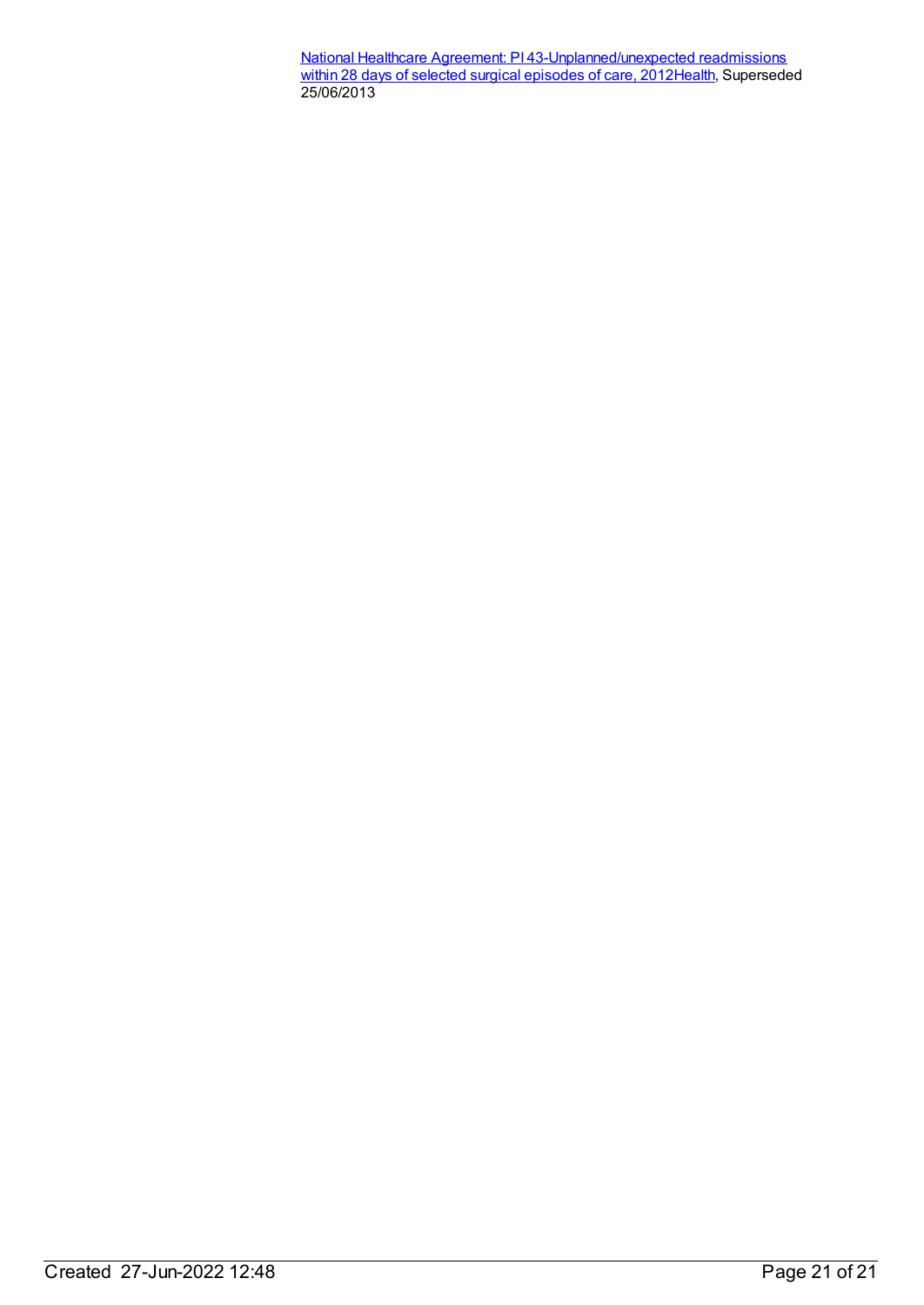[National Healthcare Agreement: PI 43-Unplanned/unexpected readmissions within 28 days of selected surgical episodes of care, 2012Health], Superseded 25/06/2013